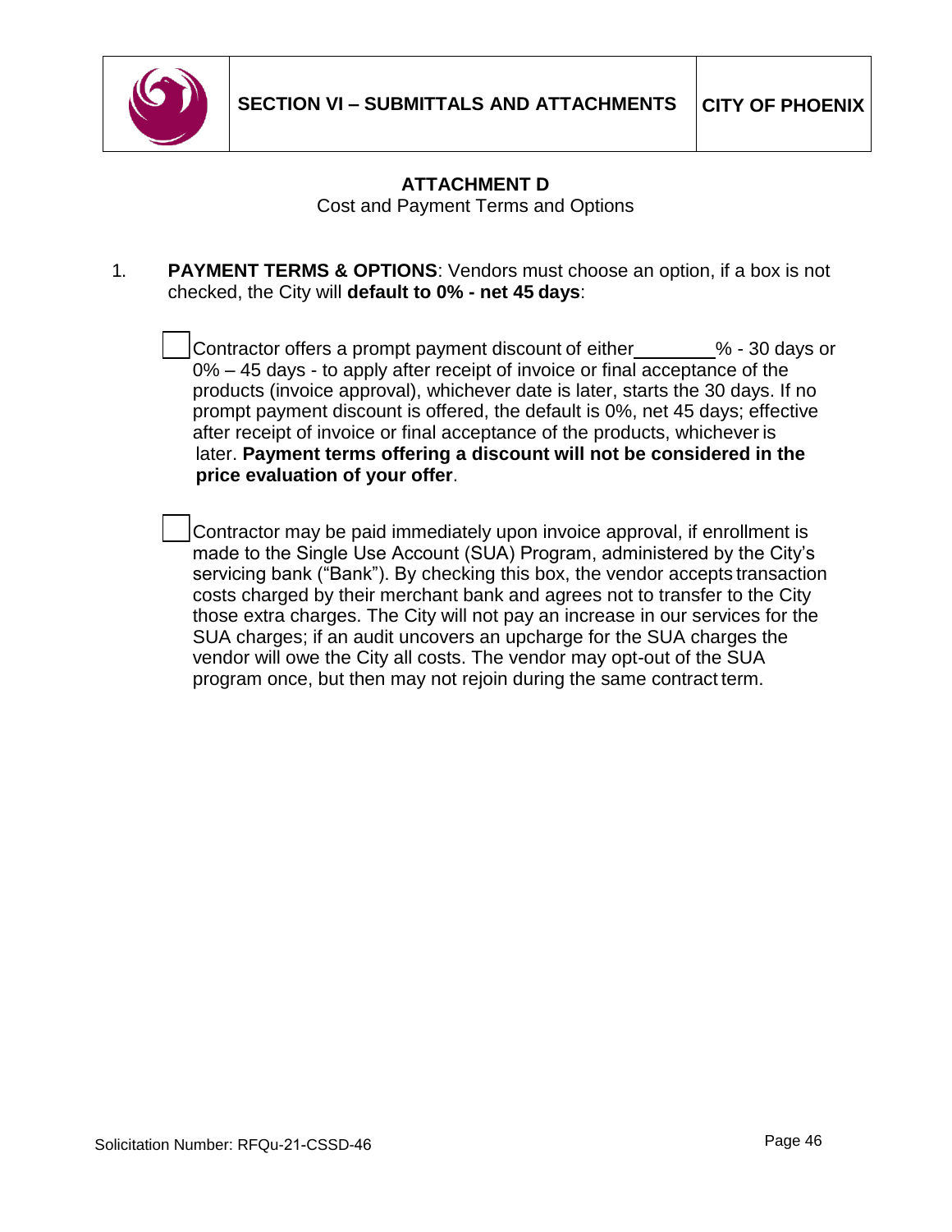## ATTACHMENT D

Cost and Payment Terms and Options

1. **PAYMENT TERMS & OPTIONS**: Vendors must choose an option, if a box is not checked, the City will **default to 0% - net 45 days**:

   ☐ Contractor offers a prompt payment discount of either________% - 30 days or 0% – 45 days - to apply after receipt of invoice or final acceptance of the products (invoice approval), whichever date is later, starts the 30 days. If no prompt payment discount is offered, the default is 0%, net 45 days; effective after receipt of invoice or final acceptance of the products, whichever is later. **Payment terms offering a discount will not be considered in the price evaluation of your offer**.

   ☐ Contractor may be paid immediately upon invoice approval, if enrollment is made to the Single Use Account (SUA) Program, administered by the City's servicing bank ("Bank"). By checking this box, the vendor accepts transaction costs charged by their merchant bank and agrees not to transfer to the City those extra charges. The City will not pay an increase in our services for the SUA charges; if an audit uncovers an upcharge for the SUA charges the vendor will owe the City all costs. The vendor may opt-out of the SUA program once, but then may not rejoin during the same contract term.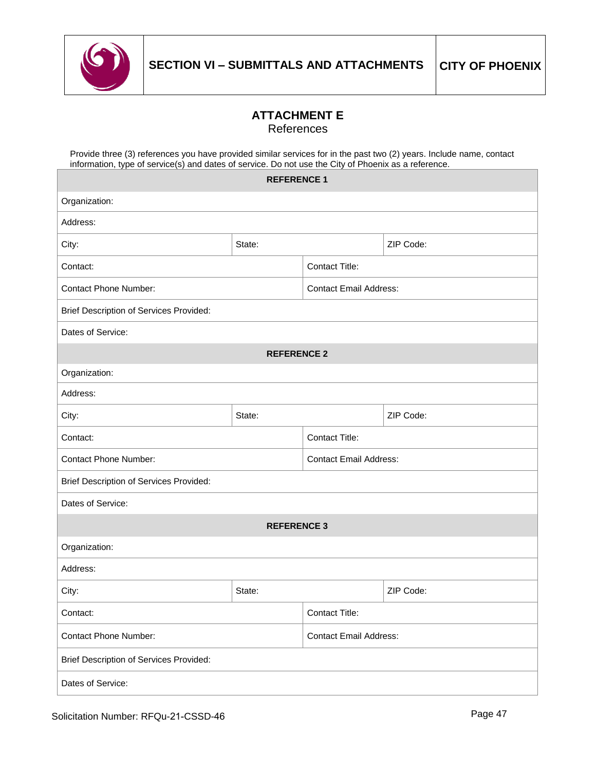## ATTACHMENT E

References

Provide three (3) references you have provided similar services for in the past two (2) years. Include name, contact information, type of service(s) and dates of service. Do not use the City of Phoenix as a reference.

| **REFERENCE 1** | | |
|---|---|---|
| Organization: | | |
| Address: | | |
| City: | State: | ZIP Code: |
| Contact: | Contact Title: | |
| Contact Phone Number: | Contact Email Address: | |
| Brief Description of Services Provided: | | |
| Dates of Service: | | |
| **REFERENCE 2** | | |
| Organization: | | |
| Address: | | |
| City: | State: | ZIP Code: |
| Contact: | Contact Title: | |
| Contact Phone Number: | Contact Email Address: | |
| Brief Description of Services Provided: | | |
| Dates of Service: | | |
| **REFERENCE 3** | | |
| Organization: | | |
| Address: | | |
| City: | State: | ZIP Code: |
| Contact: | Contact Title: | |
| Contact Phone Number: | Contact Email Address: | |
| Brief Description of Services Provided: | | |
| Dates of Service: | | |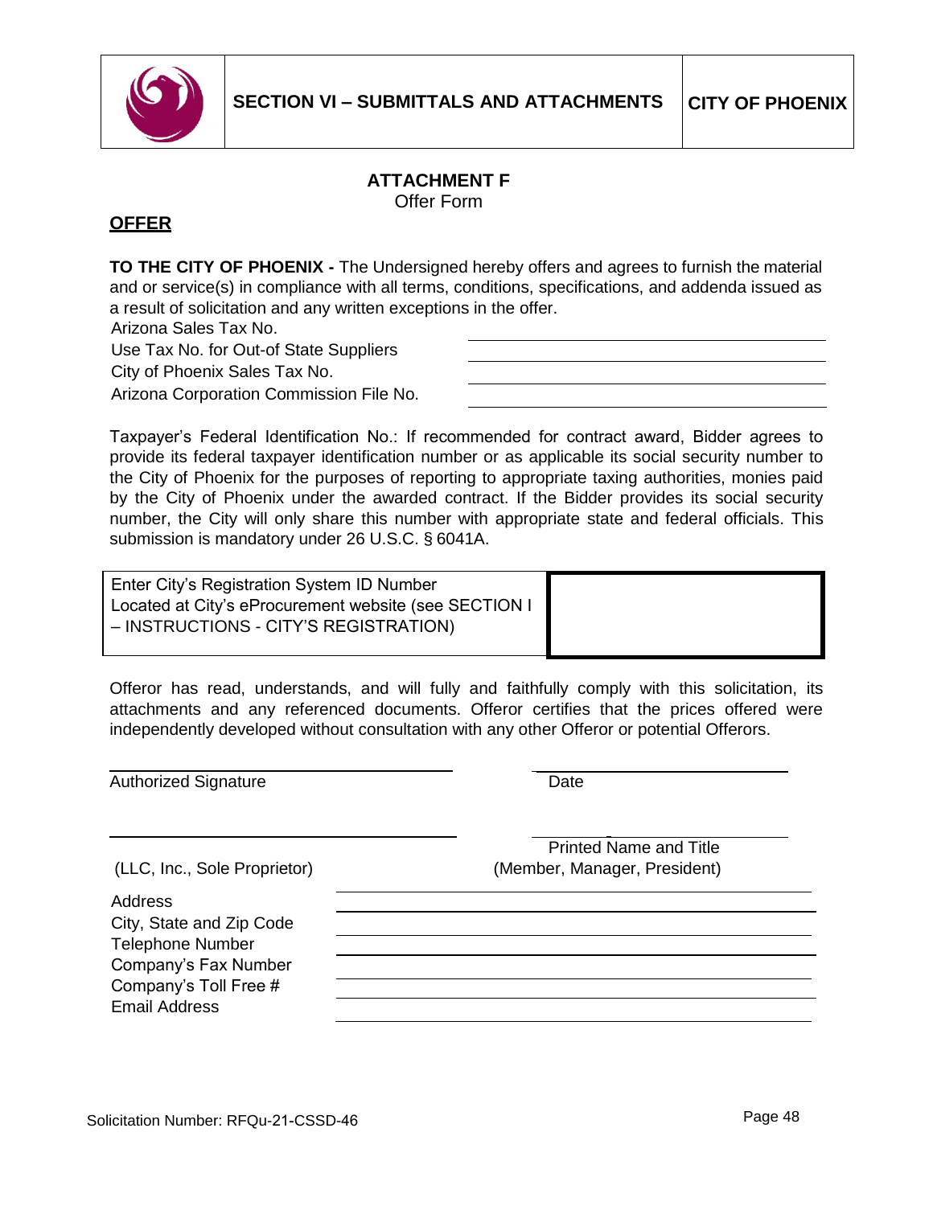# ATTACHMENT F

Offer Form

## OFFER

**TO THE CITY OF PHOENIX -** The Undersigned hereby offers and agrees to furnish the material and or service(s) in compliance with all terms, conditions, specifications, and addenda issued as a result of solicitation and any written exceptions in the offer.

Arizona Sales Tax No. ______________________________

Use Tax No. for Out-of State Suppliers ______________________________

City of Phoenix Sales Tax No. ______________________________

Arizona Corporation Commission File No. ______________________________

Taxpayer's Federal Identification No.: If recommended for contract award, Bidder agrees to provide its federal taxpayer identification number or as applicable its social security number to the City of Phoenix for the purposes of reporting to appropriate taxing authorities, monies paid by the City of Phoenix under the awarded contract. If the Bidder provides its social security number, the City will only share this number with appropriate state and federal officials. This submission is mandatory under 26 U.S.C. § 6041A.

| Enter City's Registration System ID Number Located at City's eProcurement website (see SECTION I – INSTRUCTIONS - CITY'S REGISTRATION) | |
|---|---|

Offeror has read, understands, and will fully and faithfully comply with this solicitation, its attachments and any referenced documents. Offeror certifies that the prices offered were independently developed without consultation with any other Offeror or potential Offerors.

______________________________ ______________________________

Authorized Signature Date

______________________________ ______________________________

(LLC, Inc., Sole Proprietor) Printed Name and Title (Member, Manager, President)

Address ______________________________

City, State and Zip Code ______________________________

Telephone Number ______________________________

Company's Fax Number ______________________________

Company's Toll Free # ______________________________

Email Address ______________________________

Solicitation Number: RFQu-21-CSSD-46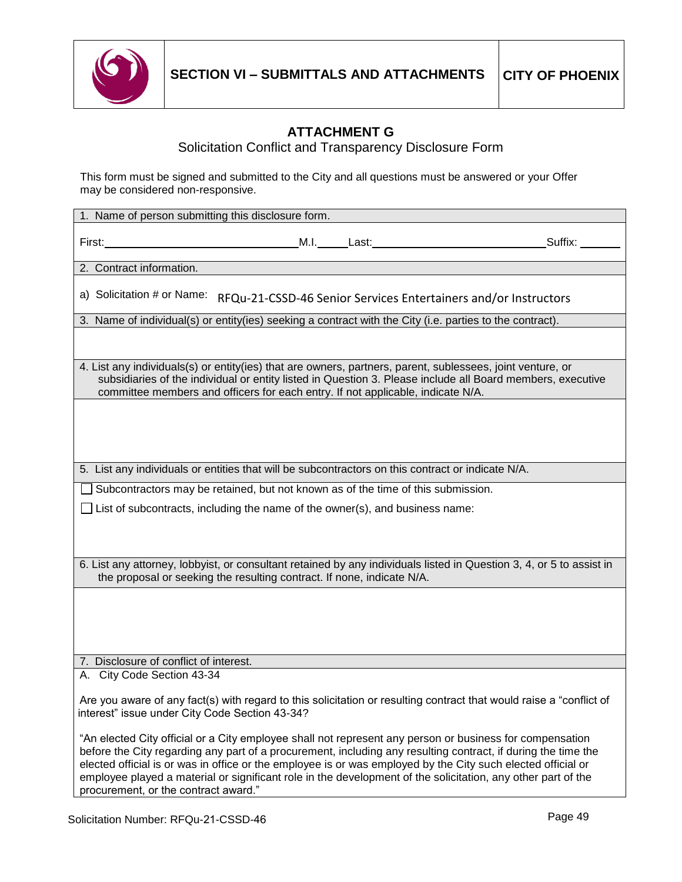SECTION VI – SUBMITTALS AND ATTACHMENTS | CITY OF PHOENIX

## ATTACHMENT G

### Solicitation Conflict and Transparency Disclosure Form

This form must be signed and submitted to the City and all questions must be answered or your Offer may be considered non-responsive.

**1. Name of person submitting this disclosure form.**

First:______________________ M.I.______ Last:______________________ Suffix: _______

**2. Contract information.**

a) Solicitation # or Name: RFQu-21-CSSD-46 Senior Services Entertainers and/or Instructors

**3. Name of individual(s) or entity(ies) seeking a contract with the City (i.e. parties to the contract).**

&nbsp;

**4. List any individuals(s) or entity(ies) that are owners, partners, parent, sublessees, joint venture, or subsidiaries of the individual or entity listed in Question 3. Please include all Board members, executive committee members and officers for each entry. If not applicable, indicate N/A.**

&nbsp;

**5. List any individuals or entities that will be subcontractors on this contract or indicate N/A.**

☐ Subcontractors may be retained, but not known as of the time of this submission.

☐ List of subcontracts, including the name of the owner(s), and business name:

&nbsp;

**6. List any attorney, lobbyist, or consultant retained by any individuals listed in Question 3, 4, or 5 to assist in the proposal or seeking the resulting contract. If none, indicate N/A.**

&nbsp;

**7. Disclosure of conflict of interest.**

A. City Code Section 43-34

Are you aware of any fact(s) with regard to this solicitation or resulting contract that would raise a "conflict of interest" issue under City Code Section 43-34?

"An elected City official or a City employee shall not represent any person or business for compensation before the City regarding any part of a procurement, including any resulting contract, if during the time the elected official is or was in office or the employee is or was employed by the City such elected official or employee played a material or significant role in the development of the solicitation, any other part of the procurement, or the contract award."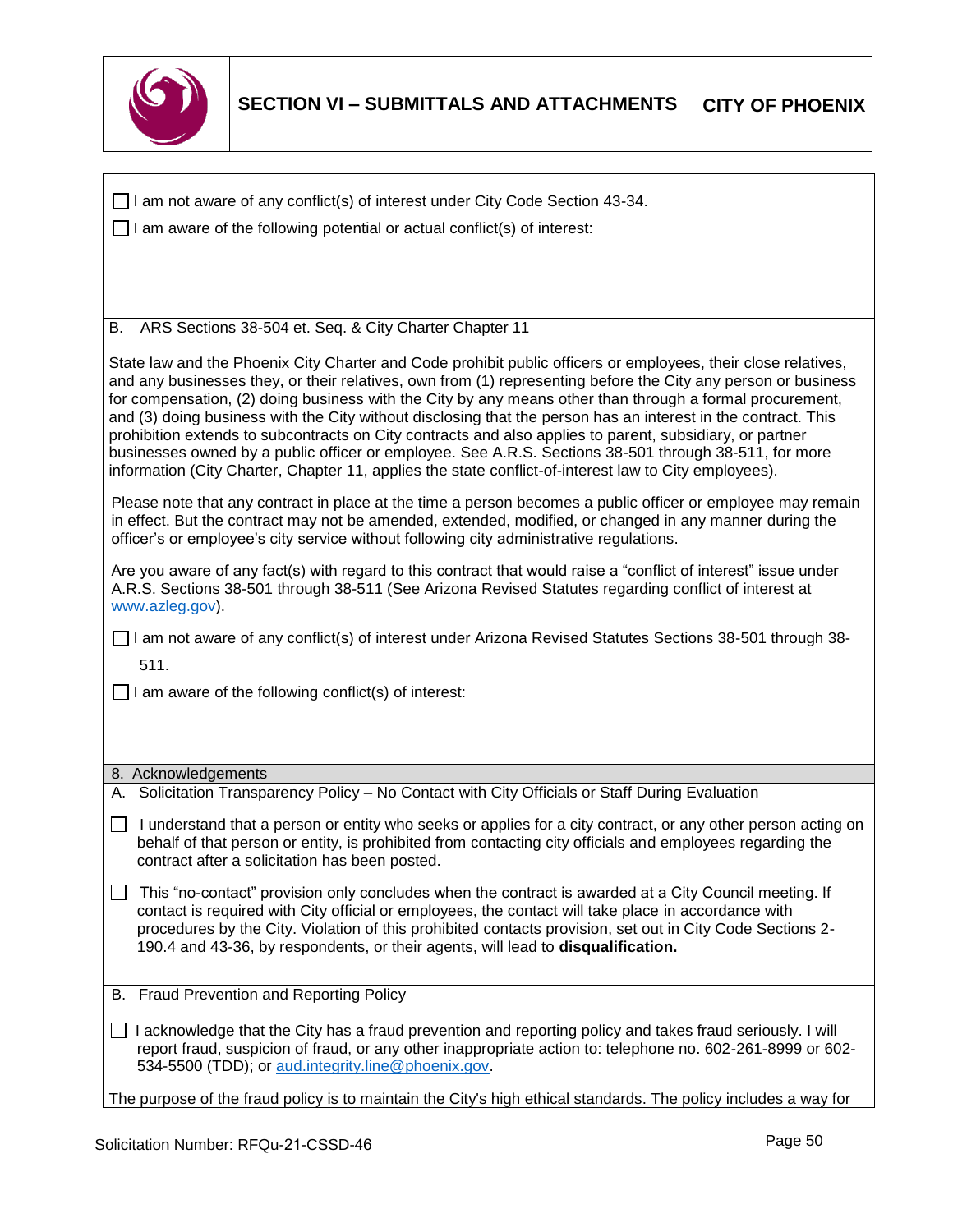☐ I am not aware of any conflict(s) of interest under City Code Section 43-34.

☐ I am aware of the following potential or actual conflict(s) of interest:

B. ARS Sections 38-504 et. Seq. & City Charter Chapter 11

State law and the Phoenix City Charter and Code prohibit public officers or employees, their close relatives, and any businesses they, or their relatives, own from (1) representing before the City any person or business for compensation, (2) doing business with the City by any means other than through a formal procurement, and (3) doing business with the City without disclosing that the person has an interest in the contract. This prohibition extends to subcontracts on City contracts and also applies to parent, subsidiary, or partner businesses owned by a public officer or employee. See A.R.S. Sections 38-501 through 38-511, for more information (City Charter, Chapter 11, applies the state conflict-of-interest law to City employees).

Please note that any contract in place at the time a person becomes a public officer or employee may remain in effect. But the contract may not be amended, extended, modified, or changed in any manner during the officer's or employee's city service without following city administrative regulations.

Are you aware of any fact(s) with regard to this contract that would raise a "conflict of interest" issue under A.R.S. Sections 38-501 through 38-511 (See Arizona Revised Statutes regarding conflict of interest at [www.azleg.gov](http://www.azleg.gov)).

☐ I am not aware of any conflict(s) of interest under Arizona Revised Statutes Sections 38-501 through 38-511.

☐ I am aware of the following conflict(s) of interest:

## 8. Acknowledgements

A. Solicitation Transparency Policy – No Contact with City Officials or Staff During Evaluation

☐ I understand that a person or entity who seeks or applies for a city contract, or any other person acting on behalf of that person or entity, is prohibited from contacting city officials and employees regarding the contract after a solicitation has been posted.

☐ This "no-contact" provision only concludes when the contract is awarded at a City Council meeting. If contact is required with City official or employees, the contact will take place in accordance with procedures by the City. Violation of this prohibited contacts provision, set out in City Code Sections 2-190.4 and 43-36, by respondents, or their agents, will lead to **disqualification.**

B. Fraud Prevention and Reporting Policy

☐ I acknowledge that the City has a fraud prevention and reporting policy and takes fraud seriously. I will report fraud, suspicion of fraud, or any other inappropriate action to: telephone no. 602-261-8999 or 602-534-5500 (TDD); or [aud.integrity.line@phoenix.gov](mailto:aud.integrity.line@phoenix.gov).

The purpose of the fraud policy is to maintain the City's high ethical standards. The policy includes a way for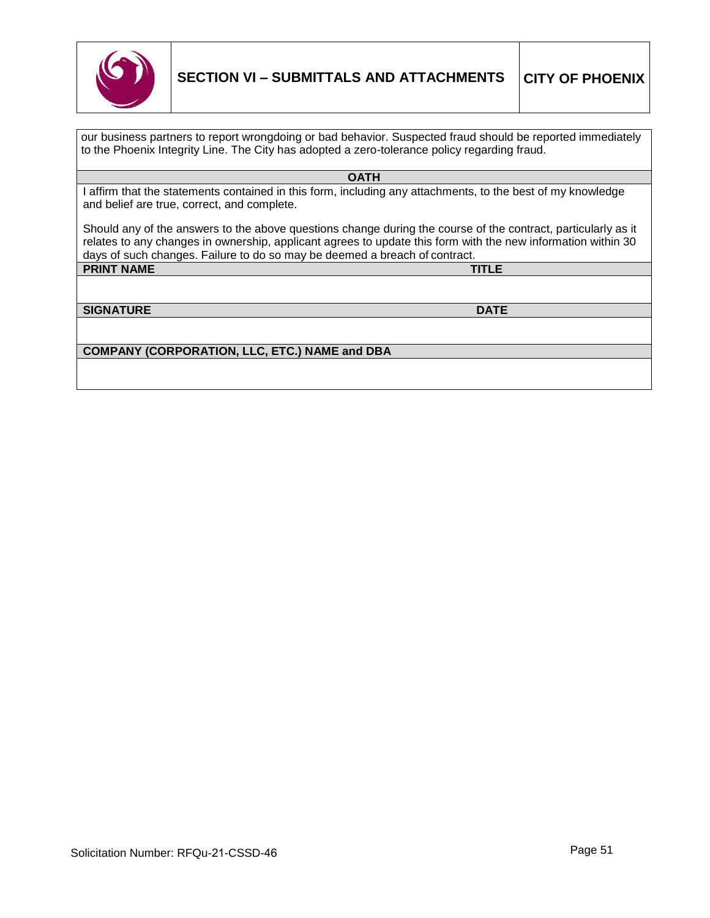our business partners to report wrongdoing or bad behavior. Suspected fraud should be reported immediately to the Phoenix Integrity Line. The City has adopted a zero-tolerance policy regarding fraud.

| OATH | |
|---|---|
| I affirm that the statements contained in this form, including any attachments, to the best of my knowledge and belief are true, correct, and complete.<br><br>Should any of the answers to the above questions change during the course of the contract, particularly as it relates to any changes in ownership, applicant agrees to update this form with the new information within 30 days of such changes. Failure to do so may be deemed a breach of contract. | |
| **PRINT NAME** | **TITLE** |
| | |
| **SIGNATURE** | **DATE** |
| | |
| **COMPANY (CORPORATION, LLC, ETC.) NAME and DBA** | |
| | |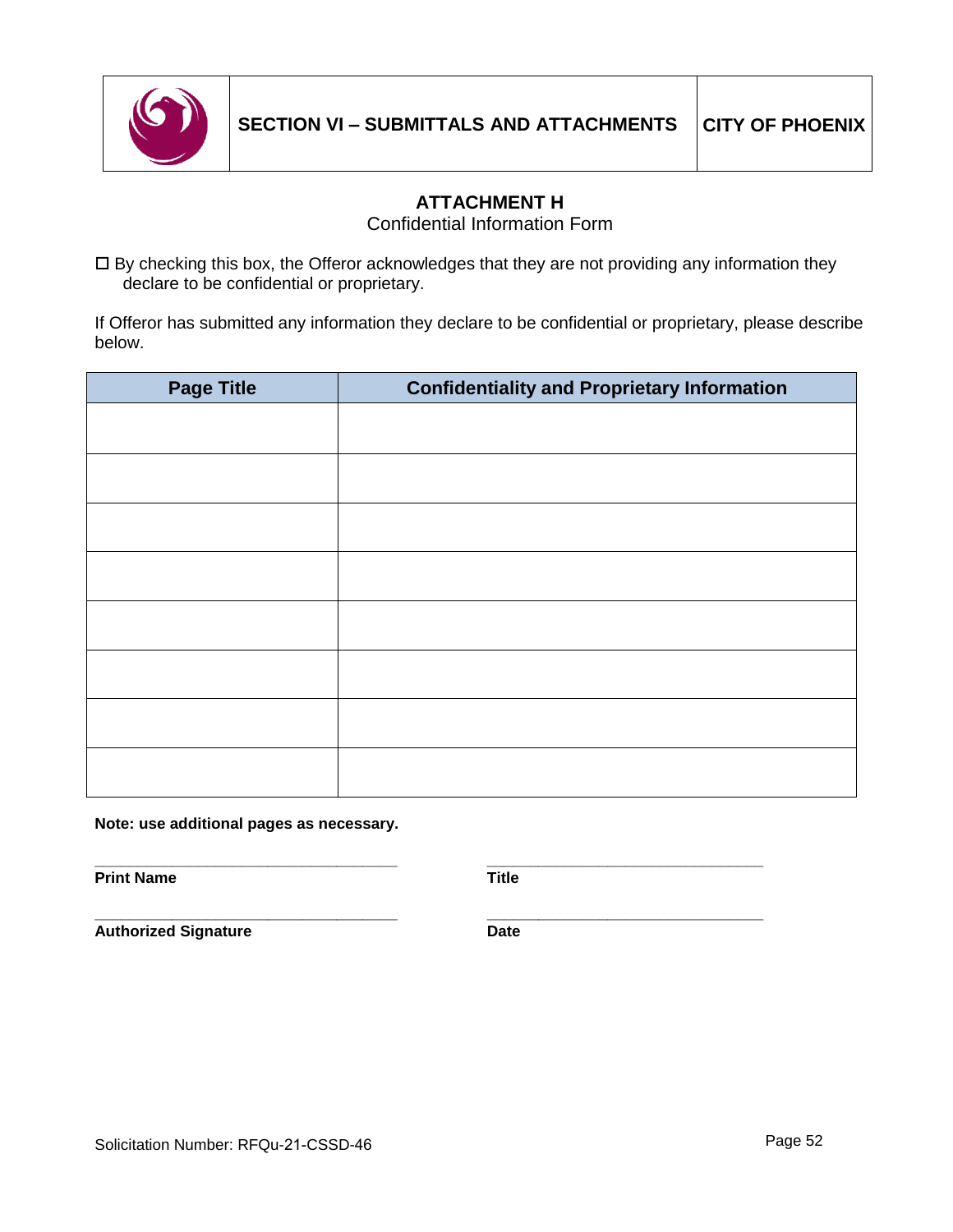SECTION VI – SUBMITTALS AND ATTACHMENTS | CITY OF PHOENIX

## ATTACHMENT H

Confidential Information Form

☐ By checking this box, the Offeror acknowledges that they are not providing any information they declare to be confidential or proprietary.

If Offeror has submitted any information they declare to be confidential or proprietary, please describe below.

| Page Title | Confidentiality and Proprietary Information |
|---|---|
| | |
| | |
| | |
| | |
| | |
| | |
| | |
| | |

**Note: use additional pages as necessary.**

\_\_\_\_\_\_\_\_\_\_\_\_\_\_\_\_\_\_\_\_\_\_\_\_\_\_\_\_\_\_\_\_\_\_\_\_
**Print Name**

\_\_\_\_\_\_\_\_\_\_\_\_\_\_\_\_\_\_\_\_\_\_\_\_\_\_\_\_\_\_\_\_\_\_\_\_
**Title**

\_\_\_\_\_\_\_\_\_\_\_\_\_\_\_\_\_\_\_\_\_\_\_\_\_\_\_\_\_\_\_\_\_\_\_\_
**Authorized Signature**

\_\_\_\_\_\_\_\_\_\_\_\_\_\_\_\_\_\_\_\_\_\_\_\_\_\_\_\_\_\_\_\_\_\_\_\_
**Date**